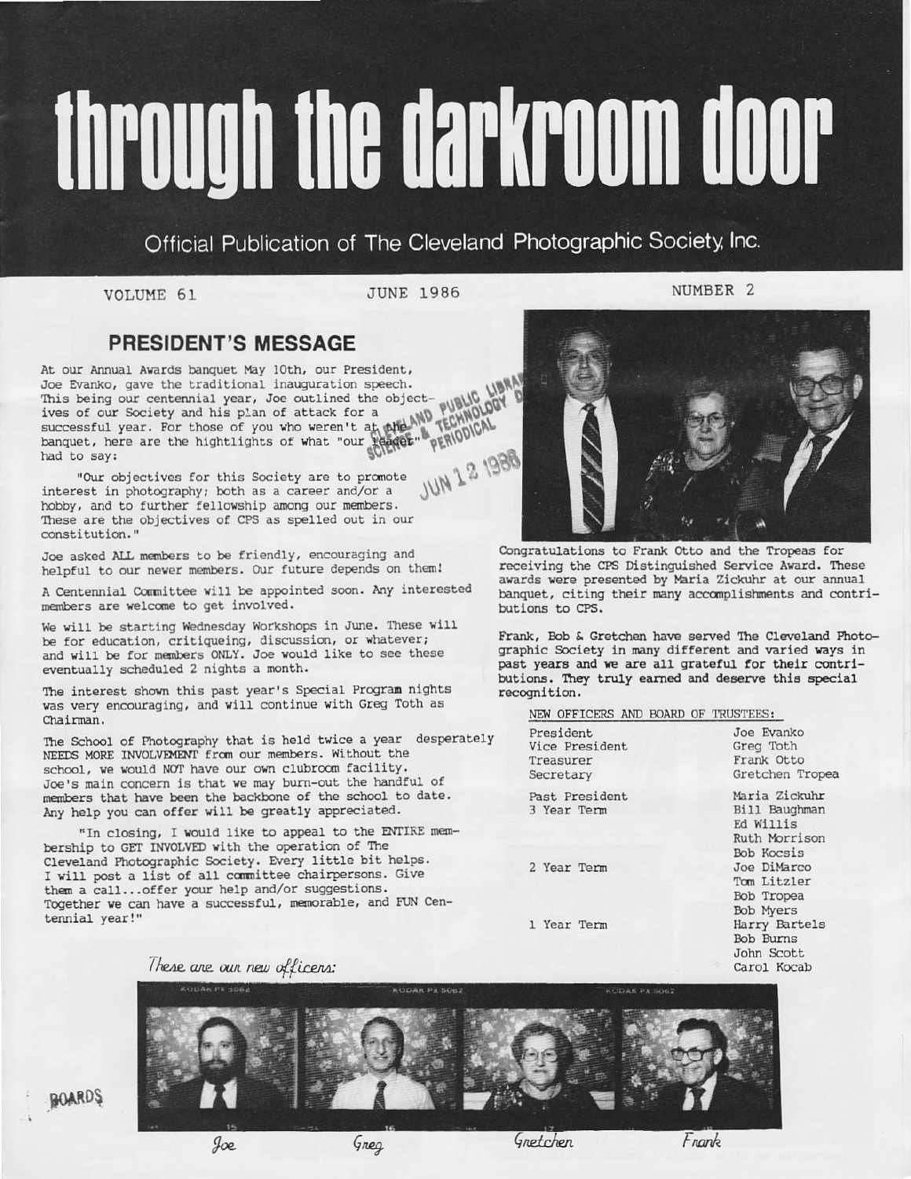# through the darkroom door

Official Publication of The Cleveland Photographic Society, Inc.

VOLUME 61 JUNE 1986 NUMBER 2

## PRESIDENT'S MESSAGE

At our Annual Awards banquet May 10th, our President, Joe Evanko, gave the traditional inauguration speech. This being our centennial year, Joe outlined the objectives of our Society and his plan of attack for a successful year. For those of you who weren't at the banquet, here are the hightlights of what "our leader" had to say:

"Our objectives for this Society are to promote interest in photography; both as a career and/or a hobby, and to further fellowship among our members. These are the objectives of CPS as spelled out in our constitution."

Joe asked ALL members to be friendly, encouraging and helpful to our newer members. Our future depends on them!

A Centennial Committee will be appointed soon. Any interested members are welcome to get involved.

We will be starting Wednesday Workshops in June. These will be for education, critiqueing, discussion, or whatever; and will be for members ONLY. Joe would like to see these eventually scheduled 2 nights a month.

The interest shown this past year's Special Program nights was very encouraging, and will continue with Greg Toth as Chairman.

The School of Photography that is held twice a year desperately NEEDS MORE INVOLVEMENT from our members. Without the school, we would NOT have our own clubroom facility. Joe's main concern is that we may burn-out the handful of members that have been the backbone of the school to date. Any help you can offer will be greatly appreciated.

"In closing, I would like to appeal to the ENTIRE membership to GET INVOLVED with the operation of The Cleveland Photographic Society. Every little bit helps. I will post a list of all committee chairpersons. Give them a call...offer your help and/or suggestions. Together we can have a successful, memorable, and FUN Centennial year!"

Congratulations to Frank Otto and the Tropeas for receiving the CPS Distinguished Service Award. These awards were presented by Maria Zickuhr at our annual banquet, citing their many accomplishments and contributions to CPS.

Frank, Bob & Gretchen have served The Cleveland Photographic Society in many different and varied ways in past years and we are all grateful for their contributions. They truly earned and deserve this special recognition.

NEW OFFICERS AND BOARD OF TRUSTEES:

| | |
|---|---|
| President | Joe Evanko |
| Vice President | Greg Toth |
| Treasurer | Frank Otto |
| Secretary | Gretchen Tropea |
| Past President | Maria Zickuhr |
| 3 Year Term | Bill Baughman |
| | Ed Willis |
| | Ruth Morrison |
| | Bob Kocsis |
| 2 Year Term | Joe DiMarco |
| | Tom Litzler |
| | Bob Tropea |
| | Bob Myers |
| 1 Year Term | Harry Bartels |
| | Bob Burns |
| | John Scott |
| | Carol Kocab |

*These are our new officers:*

*Joe* *Greg* *Gretchen* *Frank*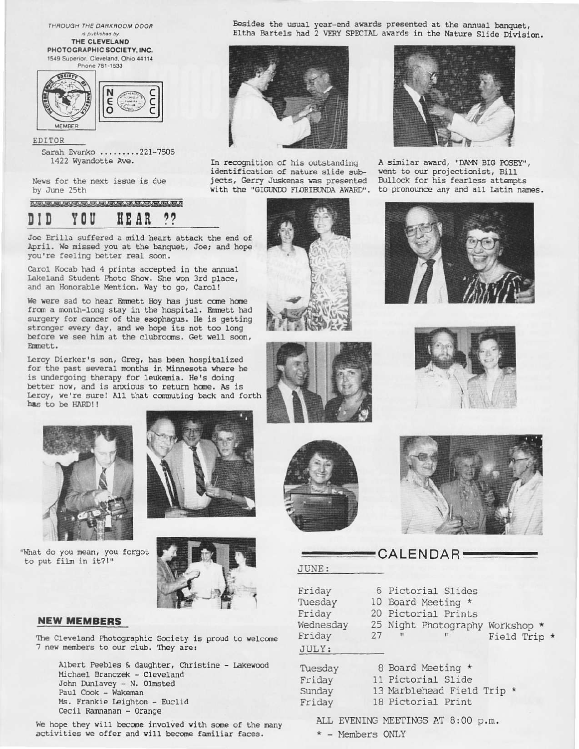*THROUGH THE DARKROOM DOOR*
*is published by*
**THE CLEVELAND PHOTOGRAPHIC SOCIETY, INC.**
1549 Superior, Cleveland, Ohio 44114
Phone 781-1533

EDITOR
Sarah Evanko .........221-7506
1422 Wyandotte Ave.

News for the next issue is due by June 25th

Besides the usual year-end awards presented at the annual banquet, Eltha Bartels had 2 VERY SPECIAL awards in the Nature Slide Division.

In recognition of his outstanding identification of nature slide subjects, Gerry Juskenas was presented with the "GIGUNDO FLORIBUNDA AWARD".

A similar award, "DAMN BIG POSEY", went to our projectionist, Bill Bullock for his fearless attempts to pronounce any and all Latin names.

## DID YOU HEAR ??

Joe Brilla suffered a mild heart attack the end of April. We missed you at the banquet, Joe; and hope you're feeling better real soon.

Carol Kocab had 4 prints accepted in the annual Lakeland Student Photo Show. She won 3rd place, and an Honorable Mention. Way to go, Carol!

We were sad to hear Emmett Hoy has just come home from a month-long stay in the hospital. Emmett had surgery for cancer of the esophagus. He is getting stronger every day, and we hope its not too long before we see him at the clubrooms. Get well soon, Emmett.

Leroy Dierker's son, Greg, has been hospitalized for the past several months in Minnesota where he is undergoing therapy for leukemia. He's doing better now, and is anxious to return home. As is Leroy, we're sure! All that commuting back and forth has to be HARD!!

"What do you mean, you forgot to put film in it?!"

## NEW MEMBERS

The Cleveland Photographic Society is proud to welcome 7 new members to our club. They are:

- Albert Peebles & daughter, Christine - Lakewood
- Michael Branczek - Cleveland
- John Dunlavey - N. Olmsted
- Paul Cook - Wakeman
- Ms. Frankie Leighton - Euclid
- Cecil Ramnanan - Orange

We hope they will become involved with some of the many activities we offer and will become familiar faces.

## CALENDAR

JUNE:

| | | |
|---|---|---|
| Friday | 6 | Pictorial Slides |
| Tuesday | 10 | Board Meeting * |
| Friday | 20 | Pictorial Prints |
| Wednesday | 25 | Night Photography Workshop * |
| Friday | 27 | " " Field Trip * |

JULY:

| | | |
|---|---|---|
| Tuesday | 8 | Board Meeting * |
| Friday | 11 | Pictorial Slide |
| Sunday | 13 | Marblehead Field Trip * |
| Friday | 18 | Pictorial Print |

ALL EVENING MEETINGS AT 8:00 p.m.

* - Members ONLY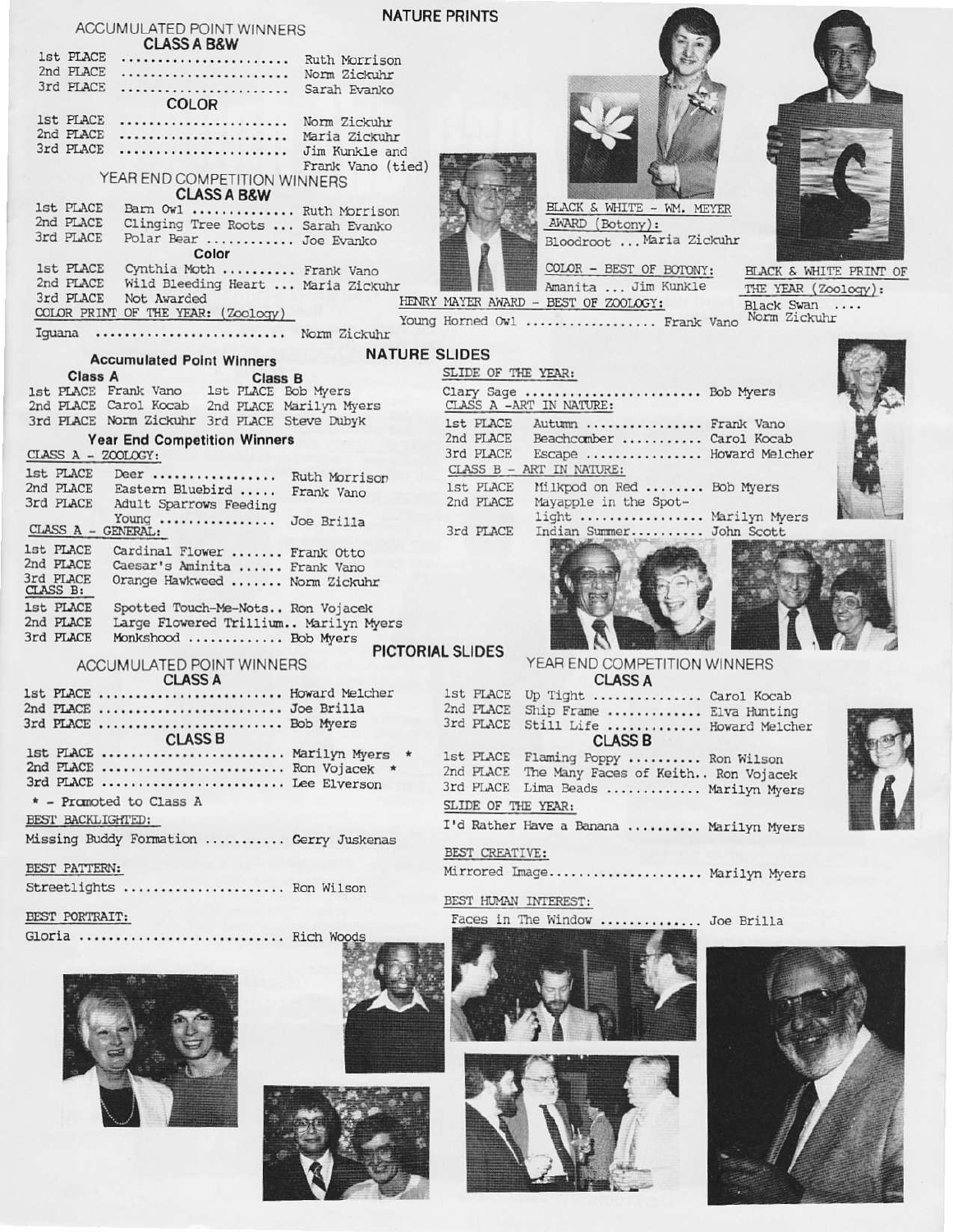# NATURE PRINTS

## ACCUMULATED POINT WINNERS

### CLASS A B&W

1st PLACE ...................... Ruth Morrison
2nd PLACE ...................... Norm Zickuhr
3rd PLACE ...................... Sarah Evanko

### COLOR

1st PLACE ...................... Norm Zickuhr
2nd PLACE ...................... Maria Zickuhr
3rd PLACE ...................... Jim Kunkle and Frank Vano (tied)

## YEAR END COMPETITION WINNERS

### CLASS A B&W

1st PLACE Barn Owl ............ Ruth Morrison
2nd PLACE Clinging Tree Roots ... Sarah Evanko
3rd PLACE Polar Bear ........... Joe Evanko

### Color

1st PLACE Cynthia Moth .......... Frank Vano
2nd PLACE Wild Bleeding Heart ... Maria Zickuhr
3rd PLACE Not Awarded

COLOR PRINT OF THE YEAR: (Zoology)

Iguana ......................... Norm Zickuhr

BLACK & WHITE - WM. MEYER AWARD (Botony):
Bloodroot ... Maria Zickuhr

COLOR - BEST OF BOTONY:
Amanita ... Jim Kunkle

HENRY MAYER AWARD - BEST OF ZOOLOGY:
Young Horned Owl ................ Frank Vano

BLACK & WHITE PRINT OF THE YEAR (Zoology):
Black Swan .... Norm Zickuhr

# NATURE SLIDES

## Accumulated Point Winners

| Class A | | Class B | |
|---|---|---|---|
| 1st PLACE | Frank Vano | 1st PLACE | Bob Myers |
| 2nd PLACE | Carol Kocab | 2nd PLACE | Marilyn Myers |
| 3rd PLACE | Norm Zickuhr | 3rd PLACE | Steve Dubyk |

## Year End Competition Winners

CLASS A - ZOOLOGY:

1st PLACE Deer ................ Ruth Morrison
2nd PLACE Eastern Bluebird ..... Frank Vano
3rd PLACE Adult Sparrows Feeding Young ............... Joe Brilla

CLASS A - GENERAL:

1st PLACE Cardinal Flower ....... Frank Otto
2nd PLACE Caesar's Aminita ...... Frank Vano
3rd PLACE Orange Hawkweed ....... Norm Zickuhr

CLASS B:

1st PLACE Spotted Touch-Me-Nots.. Ron Vojacek
2nd PLACE Large Flowered Trillium.. Marilyn Myers
3rd PLACE Monkshood ............ Bob Myers

SLIDE OF THE YEAR:

Clary Sage ...................... Bob Myers

CLASS A - ART IN NATURE:

1st PLACE Autumn ............... Frank Vano
2nd PLACE Beachcomber .......... Carol Kocab
3rd PLACE Escape ............... Howard Melcher

CLASS B - ART IN NATURE:

1st PLACE Milkpod on Red ....... Bob Myers
2nd PLACE Mayapple in the Spotlight ................ Marilyn Myers
3rd PLACE Indian Summer.......... John Scott

# PICTORIAL SLIDES

## ACCUMULATED POINT WINNERS

### CLASS A

1st PLACE ...................... Howard Melcher
2nd PLACE ...................... Joe Brilla
3rd PLACE ...................... Bob Myers

### CLASS B

1st PLACE ...................... Marilyn Myers *
2nd PLACE ...................... Ron Vojacek *
3rd PLACE ...................... Lee Elverson

\* - Promoted to Class A

BEST BACKLIGHTED:

Missing Buddy Formation .......... Gerry Juskenas

BEST PATTERN:

Streetlights ..................... Ron Wilson

BEST PORTRAIT:

Gloria ........................... Rich Woods

## YEAR END COMPETITION WINNERS

### CLASS A

1st PLACE Up Tight .............. Carol Kocab
2nd PLACE Ship Frame ............ Elva Hunting
3rd PLACE Still Life ............ Howard Melcher

### CLASS B

1st PLACE Flaming Poppy .......... Ron Wilson
2nd PLACE The Many Faces of Keith.. Ron Vojacek
3rd PLACE Lima Beads ............ Marilyn Myers

SLIDE OF THE YEAR:

I'd Rather Have a Banana .......... Marilyn Myers

BEST CREATIVE:

Mirrored Image.................... Marilyn Myers

BEST HUMAN INTEREST:

Faces in The Window ............. Joe Brilla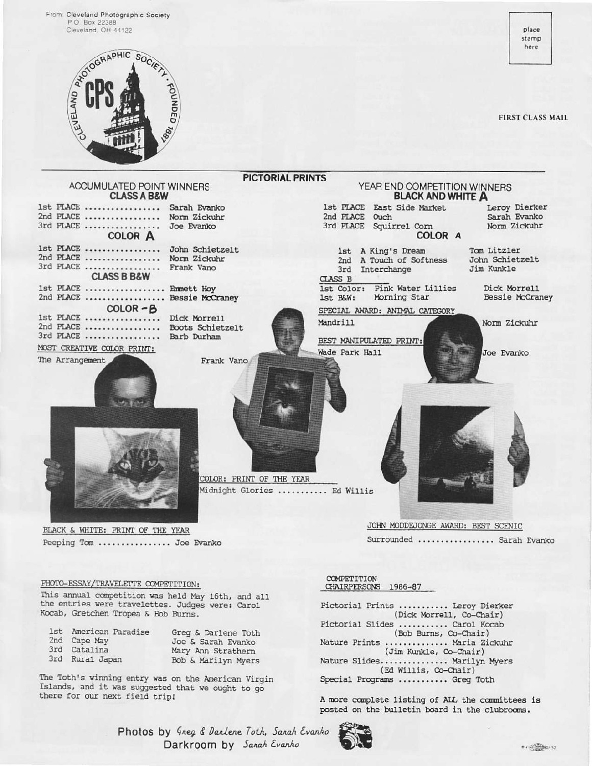From: Cleveland Photographic Society
P.O. Box 22388
Cleveland, OH 44122

place stamp here

FIRST CLASS MAIL

## PICTORIAL PRINTS

### ACCUMULATED POINT WINNERS

**CLASS A B&W**

1st PLACE ................. Sarah Evanko
2nd PLACE ................. Norm Zickuhr
3rd PLACE ................. Joe Evanko

**COLOR A**

1st PLACE ................. John Schietzelt
2nd PLACE ................. Norm Zickuhr
3rd PLACE ................. Frank Vano

**CLASS B B&W**

1st PLACE ................. Emmett Hoy
2nd PLACE ................. Bessie McCraney

**COLOR - B**

1st PLACE ................. Dick Morrell
2nd PLACE ................. Boots Schietzelt
3rd PLACE ................. Barb Durham

MOST CREATIVE COLOR PRINT:

The Arrangement ................. Frank Vano

### YEAR END COMPETITION WINNERS

**BLACK AND WHITE A**

1st PLACE East Side Market ....... Leroy Dierker
2nd PLACE Ouch ....... Sarah Evanko
3rd PLACE Squirrel Corn ....... Norm Zickuhr

**COLOR A**

1st A King's Dream ....... Tom Litzler
2nd A Touch of Softness ....... John Schietzelt
3rd Interchange ....... Jim Kunkle

CLASS B

1st Color: Pink Water Lillies ....... Dick Morrell
1st B&W: Morning Star ....... Bessie McCraney

SPECIAL AWARD: ANIMAL CATEGORY

Mandrill ....... Norm Zickuhr

BEST MANIPULATED PRINT:

Wade Park Hall ....... Joe Evanko

COLOR: PRINT OF THE YEAR

Midnight Glories ........... Ed Willis

BLACK & WHITE: PRINT OF THE YEAR

Peeping Tom ................ Joe Evanko

JOHN MODDEJONGE AWARD: BEST SCENIC

Surrounded ................. Sarah Evanko

PHOTO-ESSAY/TRAVELETTE COMPETITION:

This annual competition was held May 16th, and all the entries were travelettes. Judges were: Carol Kocab, Gretchen Tropea & Bob Burns.

| | | |
|---|---|---|
| 1st | American Paradise | Greg & Darlene Toth |
| 2nd | Cape May | Joe & Sarah Evanko |
| 3rd | Catalina | Mary Ann Strathern |
| 3rd | Rural Japan | Bob & Marilyn Myers |

The Toth's winning entry was on the American Virgin Islands, and it was suggested that we ought to go there for our next field trip!

COMPETITION CHAIRPERSONS 1986-87

Pictorial Prints ........... Leroy Dierker
(Dick Morrell, Co-Chair)
Pictorial Slides ........... Carol Kocab
(Bob Burns, Co-Chair)
Nature Prints .............. Maria Zickuhr
(Jim Kunkle, Co-Chair)
Nature Slides............... Marilyn Myers
(Ed Willis, Co-Chair)
Special Programs ........... Greg Toth

A more complete listing of ALL the committees is posted on the bulletin board in the clubrooms.

Photos by *Greg & Darlene Toth, Sarah Evanko*
Darkroom by *Sarah Evanko*